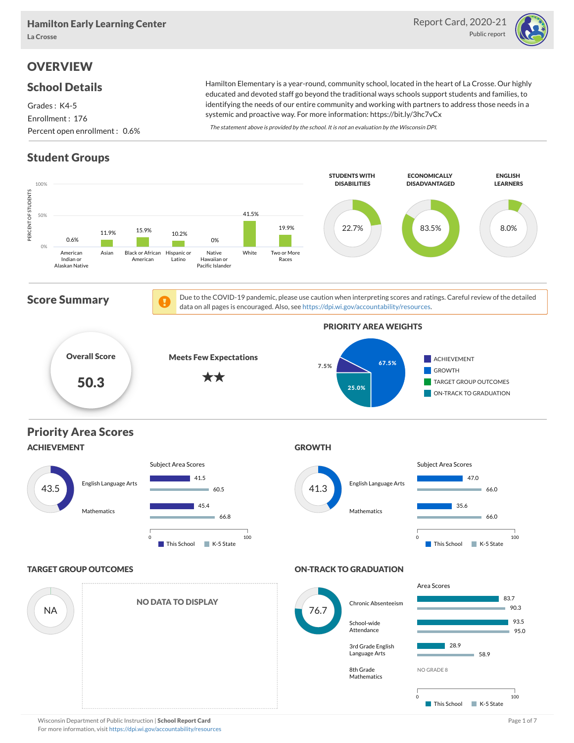# Hamilton Early Learning Center

La Crosse

Report Card, 2020-21

Public report

## OVERVIEW

### School Details

Grades : K4-5

Enrollment : 176

Percent open enrollment : 0.6%

Hamilton Elementary is a year-round, community school, located in the heart of La Crosse. Our highly educated and devoted staff go beyond the traditional ways schools support students and families, to identifying the needs of our entire community and working with partners to address those needs in a systemic and proactive way. For more information: https://bit.ly/3hc7vCx

*The statement above is provided by the school. It is not an evaluation by the Wisconsin DPI.*

### Student Groups

| Group | Percent of Students |
|---|---|
| American Indian or Alaskan Native | 0.6% |
| Asian | 11.9% |
| Black or African American | 15.9% |
| Hispanic or Latino | 10.2% |
| Native Hawaiian or Pacific Islander | 0% |
| White | 41.5% |
| Two or More Races | 19.9% |

| Students with Disabilities | Economically Disadvantaged | English Learners |
|---|---|---|
| 22.7% | 83.5% | 8.0% |

### Score Summary

Due to the COVID-19 pandemic, please use caution when interpreting scores and ratings. Careful review of the detailed data on all pages is encouraged. Also, see https://dpi.wi.gov/accountability/resources.

**Overall Score:** 50.3

**Meets Few Expectations** ★★

**PRIORITY AREA WEIGHTS**

| Priority Area | Weight |
|---|---|
| Achievement | 7.5% |
| Growth | 67.5% |
| Target Group Outcomes | |
| On-Track to Graduation | 25.0% |

### Priority Area Scores

#### ACHIEVEMENT

Score: 43.5

| Subject Area Scores | This School | K-5 State |
|---|---|---|
| English Language Arts | 41.5 | 60.5 |
| Mathematics | 45.4 | 66.8 |

#### GROWTH

Score: 41.3

| Subject Area Scores | This School | K-5 State |
|---|---|---|
| English Language Arts | 47.0 | 66.0 |
| Mathematics | 35.6 | 66.0 |

#### TARGET GROUP OUTCOMES

Score: NA

NO DATA TO DISPLAY

#### ON-TRACK TO GRADUATION

Score: 76.7

| Area Scores | This School | K-5 State |
|---|---|---|
| Chronic Absenteeism | 83.7 | 90.3 |
| School-wide Attendance | 93.5 | 95.0 |
| 3rd Grade English Language Arts | 28.9 | 58.9 |
| 8th Grade Mathematics | NO GRADE 8 | |

Wisconsin Department of Public Instruction | **School Report Card**

For more information, visit https://dpi.wi.gov/accountability/resources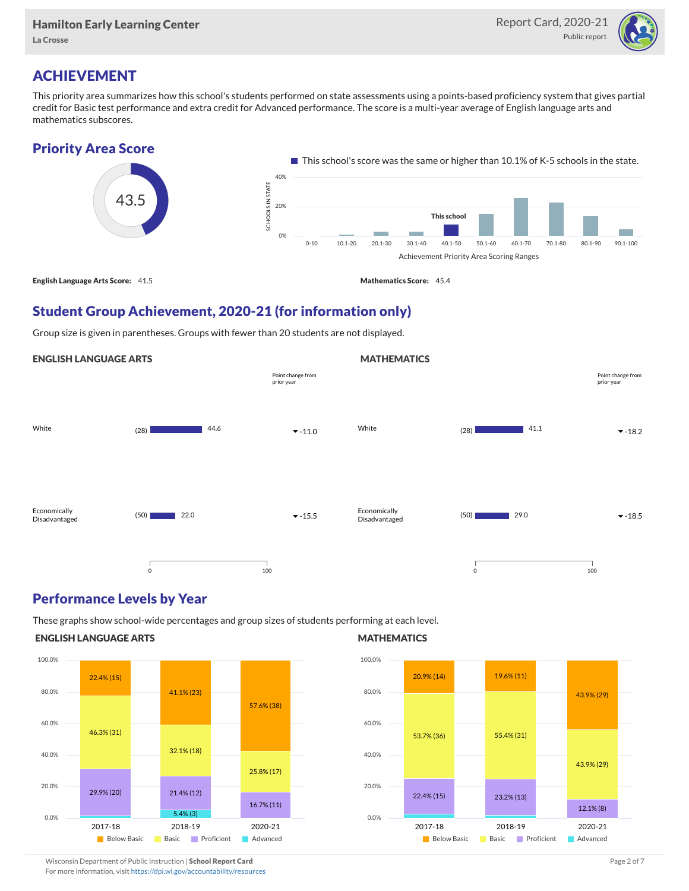# ACHIEVEMENT

This priority area summarizes how this school's students performed on state assessments using a points-based proficiency system that gives partial credit for Basic test performance and extra credit for Advanced performance. The score is a multi-year average of English language arts and mathematics subscores.

## Priority Area Score

43.5

This school's score was the same or higher than 10.1% of K-5 schools in the state.

**English Language Arts Score:** 41.5

**Mathematics Score:** 45.4

## Student Group Achievement, 2020-21 (for information only)

Group size is given in parentheses. Groups with fewer than 20 students are not displayed.

### ENGLISH LANGUAGE ARTS

| Group | Size | Score | Point change from prior year |
|---|---|---|---|
| White | (28) | 44.6 | ▼ -11.0 |
| Economically Disadvantaged | (50) | 22.0 | ▼ -15.5 |

### MATHEMATICS

| Group | Size | Score | Point change from prior year |
|---|---|---|---|
| White | (28) | 41.1 | ▼ -18.2 |
| Economically Disadvantaged | (50) | 29.0 | ▼ -18.5 |

## Performance Levels by Year

These graphs show school-wide percentages and group sizes of students performing at each level.

### ENGLISH LANGUAGE ARTS

| Level | 2017-18 | 2018-19 | 2020-21 |
|---|---|---|---|
| Below Basic | 22.4% (15) | 41.1% (23) | 57.6% (38) |
| Basic | 46.3% (31) | 32.1% (18) | 25.8% (17) |
| Proficient | 29.9% (20) | 21.4% (12) | 16.7% (11) |
| Advanced | | 5.4% (3) | |

### MATHEMATICS

| Level | 2017-18 | 2018-19 | 2020-21 |
|---|---|---|---|
| Below Basic | 20.9% (14) | 19.6% (11) | 43.9% (29) |
| Basic | 53.7% (36) | 55.4% (31) | 43.9% (29) |
| Proficient | 22.4% (15) | 23.2% (13) | 12.1% (8) |
| Advanced | | | |

Wisconsin Department of Public Instruction | **School Report Card**
For more information, visit https://dpi.wi.gov/accountability/resources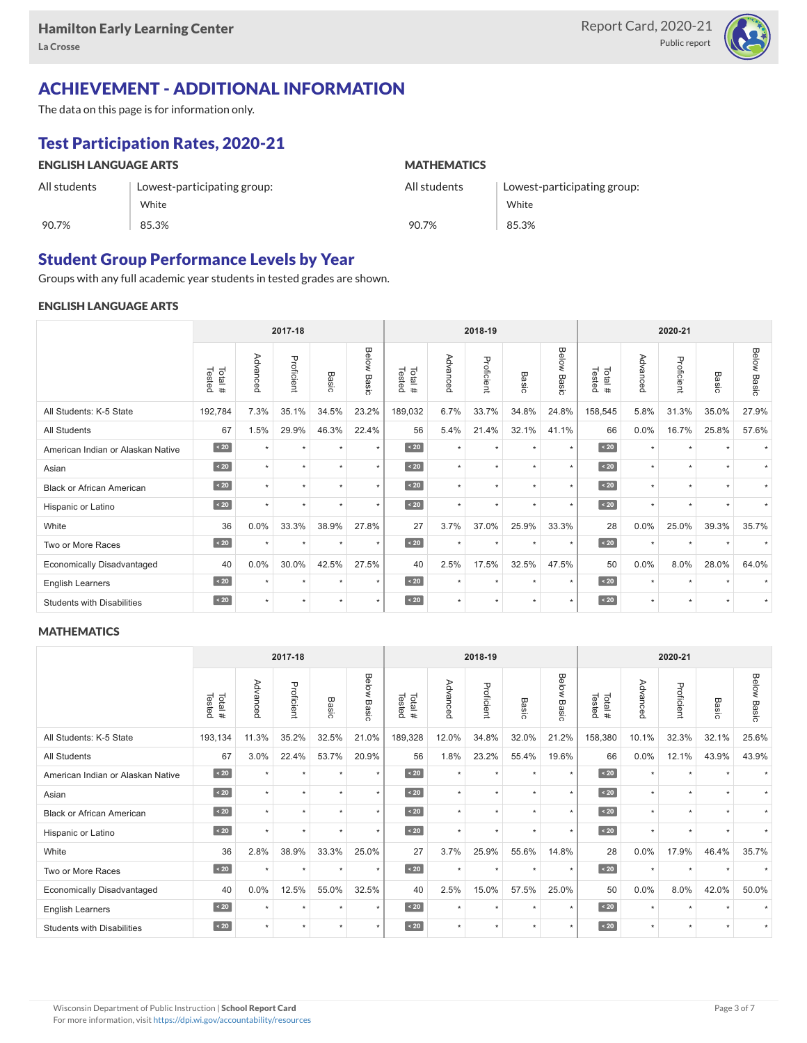Hamilton Early Learning Center
La Crosse

Report Card, 2020-21
Public report

# ACHIEVEMENT - ADDITIONAL INFORMATION

The data on this page is for information only.

## Test Participation Rates, 2020-21

| ENGLISH LANGUAGE ARTS | | MATHEMATICS | |
|---|---|---|---|
| All students | Lowest-participating group: White | All students | Lowest-participating group: White |
| 90.7% | 85.3% | 90.7% | 85.3% |

## Student Group Performance Levels by Year

Groups with any full academic year students in tested grades are shown.

### ENGLISH LANGUAGE ARTS

| | 2017-18 | | | | | 2018-19 | | | | | 2020-21 | | | | |
|---|---|---|---|---|---|---|---|---|---|---|---|---|---|---|---|
| | Total # Tested | Advanced | Proficient | Basic | Below Basic | Total # Tested | Advanced | Proficient | Basic | Below Basic | Total # Tested | Advanced | Proficient | Basic | Below Basic |
| All Students: K-5 State | 192,784 | 7.3% | 35.1% | 34.5% | 23.2% | 189,032 | 6.7% | 33.7% | 34.8% | 24.8% | 158,545 | 5.8% | 31.3% | 35.0% | 27.9% |
| All Students | 67 | 1.5% | 29.9% | 46.3% | 22.4% | 56 | 5.4% | 21.4% | 32.1% | 41.1% | 66 | 0.0% | 16.7% | 25.8% | 57.6% |
| American Indian or Alaskan Native | < 20 | * | * | * | * | < 20 | * | * | * | * | < 20 | * | * | * | * |
| Asian | < 20 | * | * | * | * | < 20 | * | * | * | * | < 20 | * | * | * | * |
| Black or African American | < 20 | * | * | * | * | < 20 | * | * | * | * | < 20 | * | * | * | * |
| Hispanic or Latino | < 20 | * | * | * | * | < 20 | * | * | * | * | < 20 | * | * | * | * |
| White | 36 | 0.0% | 33.3% | 38.9% | 27.8% | 27 | 3.7% | 37.0% | 25.9% | 33.3% | 28 | 0.0% | 25.0% | 39.3% | 35.7% |
| Two or More Races | < 20 | * | * | * | * | < 20 | * | * | * | * | < 20 | * | * | * | * |
| Economically Disadvantaged | 40 | 0.0% | 30.0% | 42.5% | 27.5% | 40 | 2.5% | 17.5% | 32.5% | 47.5% | 50 | 0.0% | 8.0% | 28.0% | 64.0% |
| English Learners | < 20 | * | * | * | * | < 20 | * | * | * | * | < 20 | * | * | * | * |
| Students with Disabilities | < 20 | * | * | * | * | < 20 | * | * | * | * | < 20 | * | * | * | * |

### MATHEMATICS

| | 2017-18 | | | | | 2018-19 | | | | | 2020-21 | | | | |
|---|---|---|---|---|---|---|---|---|---|---|---|---|---|---|---|
| | Total # Tested | Advanced | Proficient | Basic | Below Basic | Total # Tested | Advanced | Proficient | Basic | Below Basic | Total # Tested | Advanced | Proficient | Basic | Below Basic |
| All Students: K-5 State | 193,134 | 11.3% | 35.2% | 32.5% | 21.0% | 189,328 | 12.0% | 34.8% | 32.0% | 21.2% | 158,380 | 10.1% | 32.3% | 32.1% | 25.6% |
| All Students | 67 | 3.0% | 22.4% | 53.7% | 20.9% | 56 | 1.8% | 23.2% | 55.4% | 19.6% | 66 | 0.0% | 12.1% | 43.9% | 43.9% |
| American Indian or Alaskan Native | < 20 | * | * | * | * | < 20 | * | * | * | * | < 20 | * | * | * | * |
| Asian | < 20 | * | * | * | * | < 20 | * | * | * | * | < 20 | * | * | * | * |
| Black or African American | < 20 | * | * | * | * | < 20 | * | * | * | * | < 20 | * | * | * | * |
| Hispanic or Latino | < 20 | * | * | * | * | < 20 | * | * | * | * | < 20 | * | * | * | * |
| White | 36 | 2.8% | 38.9% | 33.3% | 25.0% | 27 | 3.7% | 25.9% | 55.6% | 14.8% | 28 | 0.0% | 17.9% | 46.4% | 35.7% |
| Two or More Races | < 20 | * | * | * | * | < 20 | * | * | * | * | < 20 | * | * | * | * |
| Economically Disadvantaged | 40 | 0.0% | 12.5% | 55.0% | 32.5% | 40 | 2.5% | 15.0% | 57.5% | 25.0% | 50 | 0.0% | 8.0% | 42.0% | 50.0% |
| English Learners | < 20 | * | * | * | * | < 20 | * | * | * | * | < 20 | * | * | * | * |
| Students with Disabilities | < 20 | * | * | * | * | < 20 | * | * | * | * | < 20 | * | * | * | * |

Wisconsin Department of Public Instruction | **School Report Card**
For more information, visit https://dpi.wi.gov/accountability/resources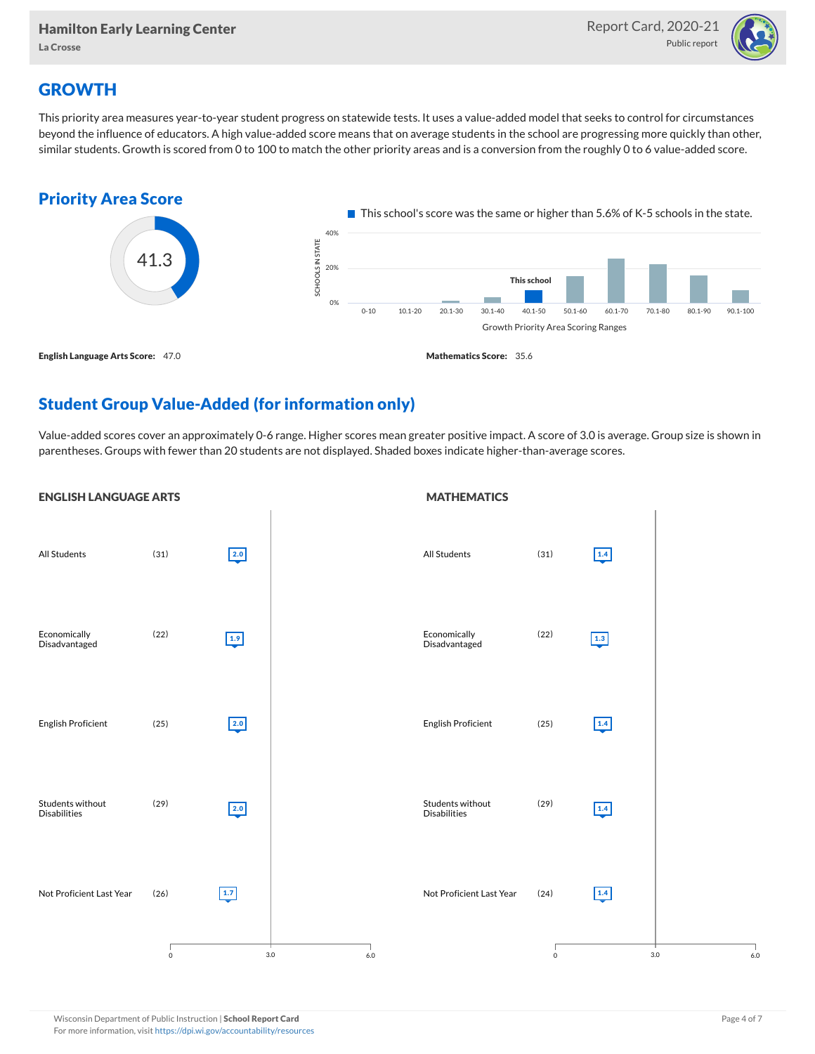# GROWTH

This priority area measures year-to-year student progress on statewide tests. It uses a value-added model that seeks to control for circumstances beyond the influence of educators. A high value-added score means that on average students in the school are progressing more quickly than other, similar students. Growth is scored from 0 to 100 to match the other priority areas and is a conversion from the roughly 0 to 6 value-added score.

## Priority Area Score

41.3

This school's score was the same or higher than 5.6% of K-5 schools in the state.

Growth Priority Area Scoring Ranges: 0-10, 10.1-20, 20.1-30, 30.1-40, 40.1-50 (This school), 50.1-60, 60.1-70, 70.1-80, 80.1-90, 90.1-100

**English Language Arts Score:** 47.0

**Mathematics Score:** 35.6

## Student Group Value-Added (for information only)

Value-added scores cover an approximately 0-6 range. Higher scores mean greater positive impact. A score of 3.0 is average. Group size is shown in parentheses. Groups with fewer than 20 students are not displayed. Shaded boxes indicate higher-than-average scores.

### ENGLISH LANGUAGE ARTS

| Group | Size | Score |
|---|---|---|
| All Students | (31) | 2.0 |
| Economically Disadvantaged | (22) | 1.9 |
| English Proficient | (25) | 2.0 |
| Students without Disabilities | (29) | 2.0 |
| Not Proficient Last Year | (26) | 1.7 |

### MATHEMATICS

| Group | Size | Score |
|---|---|---|
| All Students | (31) | 1.4 |
| Economically Disadvantaged | (22) | 1.3 |
| English Proficient | (25) | 1.4 |
| Students without Disabilities | (29) | 1.4 |
| Not Proficient Last Year | (24) | 1.4 |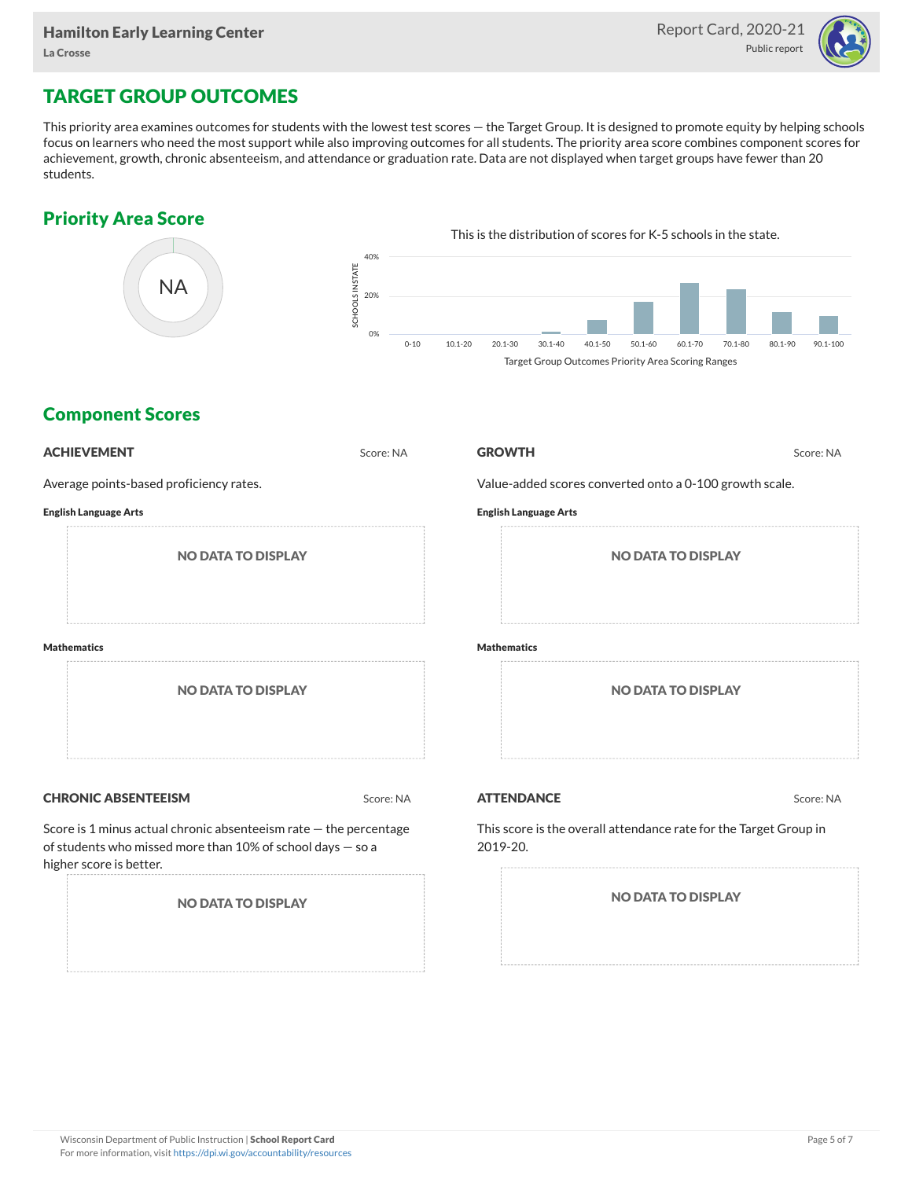## TARGET GROUP OUTCOMES

This priority area examines outcomes for students with the lowest test scores — the Target Group. It is designed to promote equity by helping schools focus on learners who need the most support while also improving outcomes for all students. The priority area score combines component scores for achievement, growth, chronic absenteeism, and attendance or graduation rate. Data are not displayed when target groups have fewer than 20 students.

## Priority Area Score

NA

This is the distribution of scores for K-5 schools in the state.

Target Group Outcomes Priority Area Scoring Ranges

## Component Scores

### ACHIEVEMENT

Score: NA

Average points-based proficiency rates.

**English Language Arts**

NO DATA TO DISPLAY

**Mathematics**

NO DATA TO DISPLAY

### GROWTH

Score: NA

Value-added scores converted onto a 0-100 growth scale.

**English Language Arts**

NO DATA TO DISPLAY

**Mathematics**

NO DATA TO DISPLAY

### CHRONIC ABSENTEEISM

Score: NA

Score is 1 minus actual chronic absenteeism rate — the percentage of students who missed more than 10% of school days — so a higher score is better.

NO DATA TO DISPLAY

### ATTENDANCE

Score: NA

This score is the overall attendance rate for the Target Group in 2019-20.

NO DATA TO DISPLAY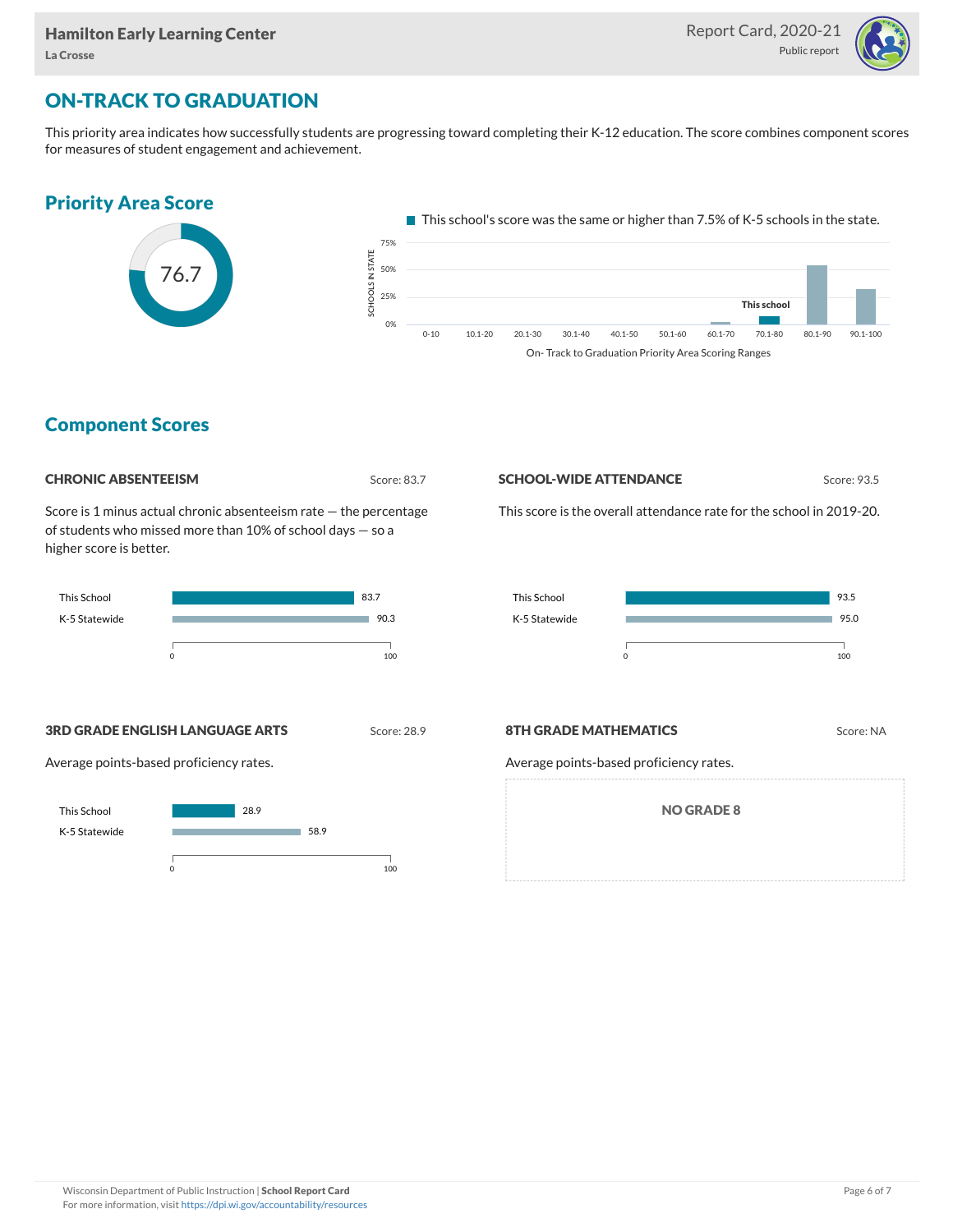## ON-TRACK TO GRADUATION

This priority area indicates how successfully students are progressing toward completing their K-12 education. The score combines component scores for measures of student engagement and achievement.

### Priority Area Score

76.7

This school's score was the same or higher than 7.5% of K-5 schools in the state.

| On- Track to Graduation Priority Area Scoring Ranges | 0-10 | 10.1-20 | 20.1-30 | 30.1-40 | 40.1-50 | 50.1-60 | 60.1-70 | 70.1-80 | 80.1-90 | 90.1-100 |
|---|---|---|---|---|---|---|---|---|---|---|
| Schools in state | | | | | | | | This school | | |

### Component Scores

#### CHRONIC ABSENTEEISM

Score: 83.7

Score is 1 minus actual chronic absenteeism rate — the percentage of students who missed more than 10% of school days — so a higher score is better.

| | Score |
|---|---|
| This School | 83.7 |
| K-5 Statewide | 90.3 |

#### SCHOOL-WIDE ATTENDANCE

Score: 93.5

This score is the overall attendance rate for the school in 2019-20.

| | Score |
|---|---|
| This School | 93.5 |
| K-5 Statewide | 95.0 |

#### 3RD GRADE ENGLISH LANGUAGE ARTS

Score: 28.9

Average points-based proficiency rates.

| | Score |
|---|---|
| This School | 28.9 |
| K-5 Statewide | 58.9 |

#### 8TH GRADE MATHEMATICS

Score: NA

Average points-based proficiency rates.

NO GRADE 8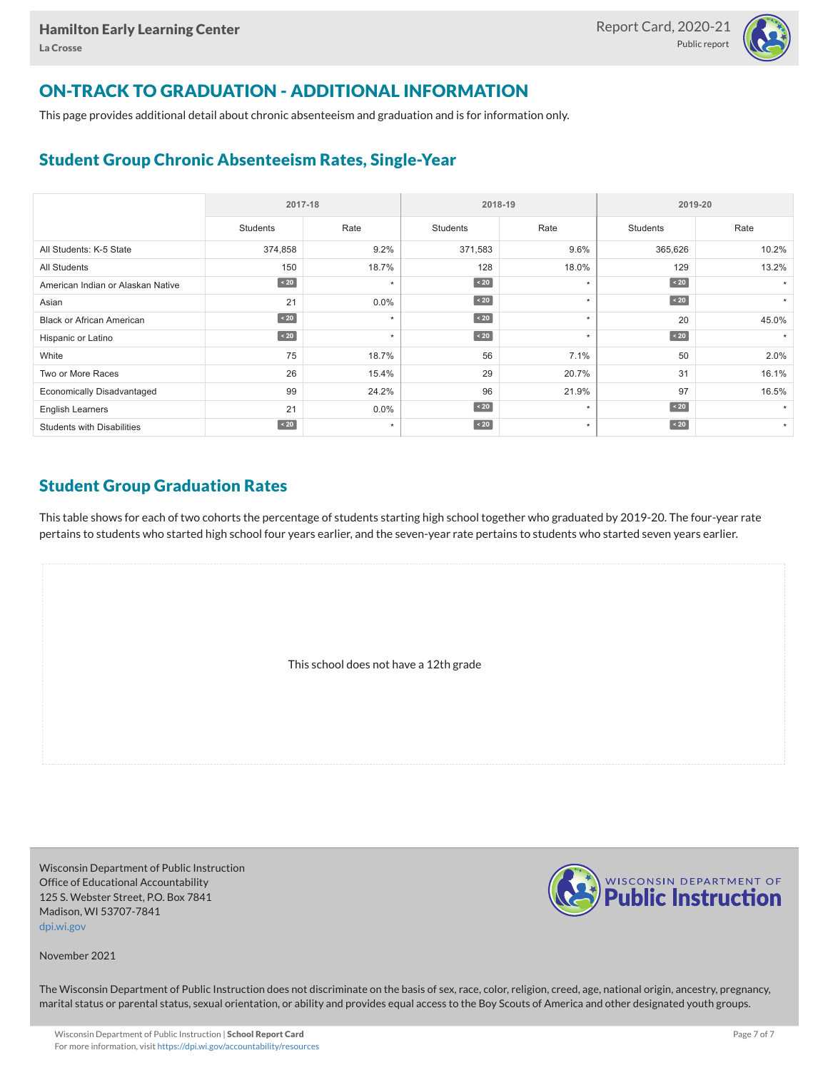Hamilton Early Learning Center
La Crosse

Report Card, 2020-21
Public report

# ON-TRACK TO GRADUATION - ADDITIONAL INFORMATION

This page provides additional detail about chronic absenteeism and graduation and is for information only.

## Student Group Chronic Absenteeism Rates, Single-Year

| | 2017-18 | | 2018-19 | | 2019-20 | |
|---|---|---|---|---|---|---|
| | Students | Rate | Students | Rate | Students | Rate |
| All Students: K-5 State | 374,858 | 9.2% | 371,583 | 9.6% | 365,626 | 10.2% |
| All Students | 150 | 18.7% | 128 | 18.0% | 129 | 13.2% |
| American Indian or Alaskan Native | < 20 | * | < 20 | * | < 20 | * |
| Asian | 21 | 0.0% | < 20 | * | < 20 | * |
| Black or African American | < 20 | * | < 20 | * | 20 | 45.0% |
| Hispanic or Latino | < 20 | * | < 20 | * | < 20 | * |
| White | 75 | 18.7% | 56 | 7.1% | 50 | 2.0% |
| Two or More Races | 26 | 15.4% | 29 | 20.7% | 31 | 16.1% |
| Economically Disadvantaged | 99 | 24.2% | 96 | 21.9% | 97 | 16.5% |
| English Learners | 21 | 0.0% | < 20 | * | < 20 | * |
| Students with Disabilities | < 20 | * | < 20 | * | < 20 | * |

## Student Group Graduation Rates

This table shows for each of two cohorts the percentage of students starting high school together who graduated by 2019-20. The four-year rate pertains to students who started high school four years earlier, and the seven-year rate pertains to students who started seven years earlier.

This school does not have a 12th grade

Wisconsin Department of Public Instruction
Office of Educational Accountability
125 S. Webster Street, P.O. Box 7841
Madison, WI 53707-7841
dpi.wi.gov

WISCONSIN DEPARTMENT OF Public Instruction

November 2021

The Wisconsin Department of Public Instruction does not discriminate on the basis of sex, race, color, religion, creed, age, national origin, ancestry, pregnancy, marital status or parental status, sexual orientation, or ability and provides equal access to the Boy Scouts of America and other designated youth groups.